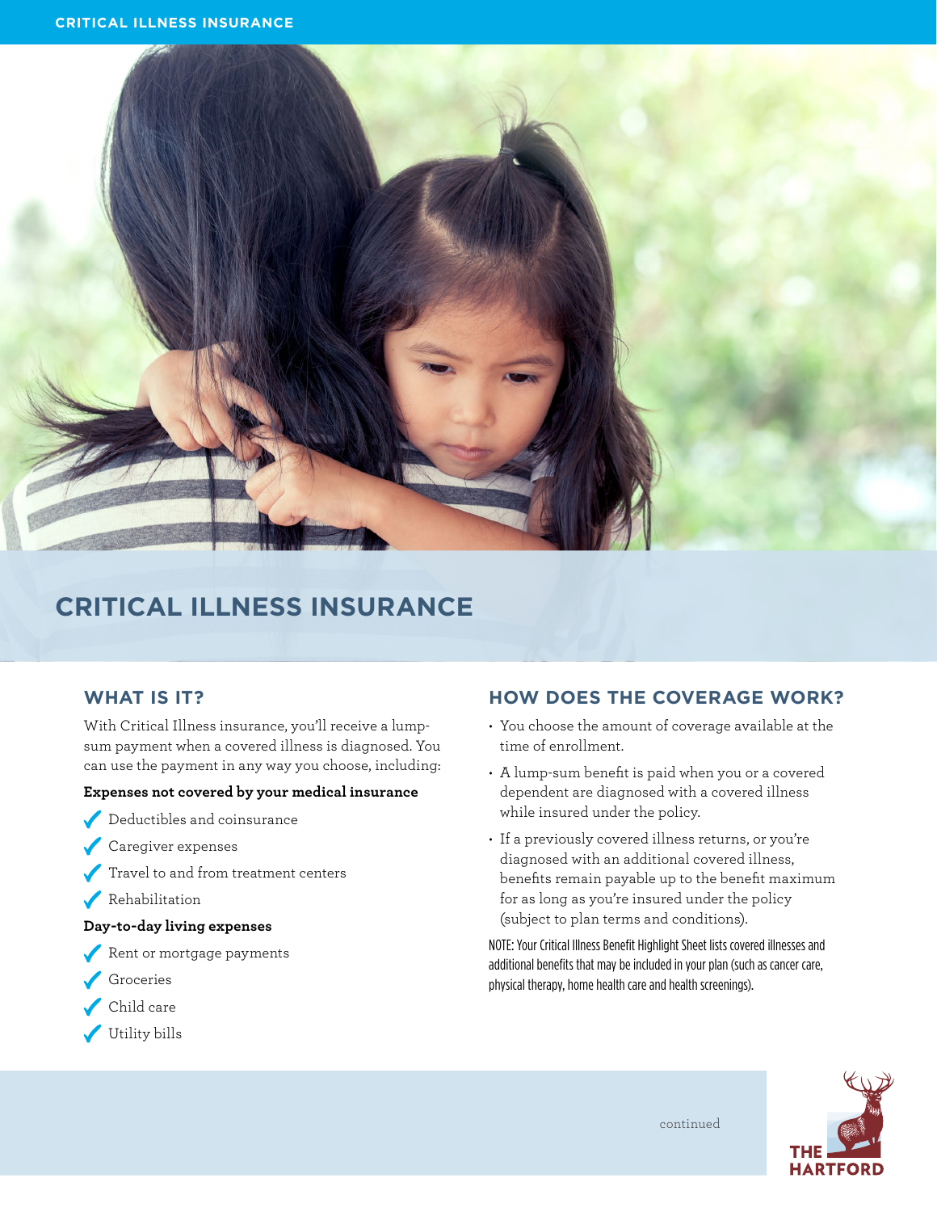# CRITICAL ILLNESS INSURANCE

## WHAT IS IT?

With Critical Illness insurance, you'll receive a lump-sum payment when a covered illness is diagnosed. You can use the payment in any way you choose, including:

**Expenses not covered by your medical insurance**

- ✔ Deductibles and coinsurance
- ✔ Caregiver expenses
- ✔ Travel to and from treatment centers
- ✔ Rehabilitation

**Day-to-day living expenses**

- ✔ Rent or mortgage payments
- ✔ Groceries
- ✔ Child care
- ✔ Utility bills

## HOW DOES THE COVERAGE WORK?

- You choose the amount of coverage available at the time of enrollment.
- A lump-sum benefit is paid when you or a covered dependent are diagnosed with a covered illness while insured under the policy.
- If a previously covered illness returns, or you're diagnosed with an additional covered illness, benefits remain payable up to the benefit maximum for as long as you're insured under the policy (subject to plan terms and conditions).

NOTE: Your Critical Illness Benefit Highlight Sheet lists covered illnesses and additional benefits that may be included in your plan (such as cancer care, physical therapy, home health care and health screenings).

continued

THE HARTFORD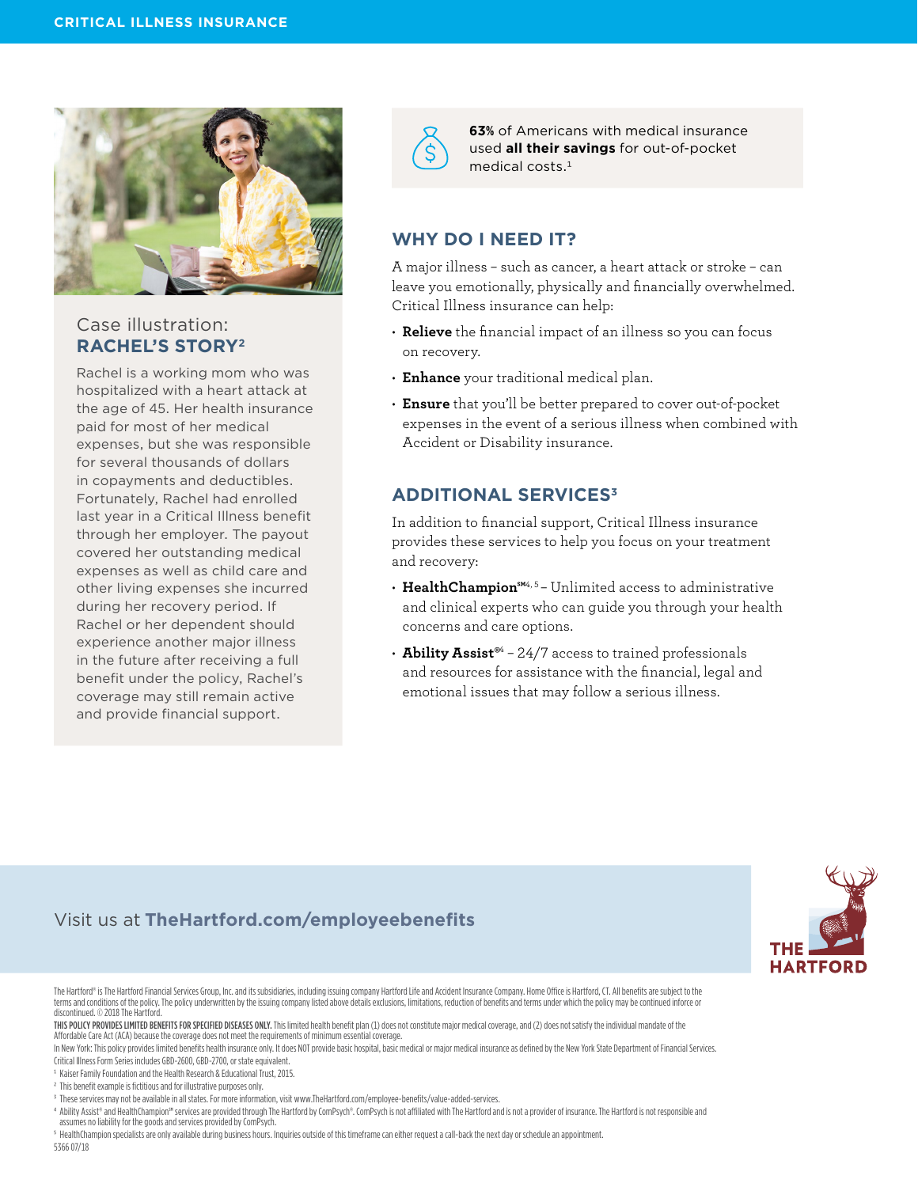# CRITICAL ILLNESS INSURANCE

Case illustration:
## RACHEL'S STORY[2]

Rachel is a working mom who was hospitalized with a heart attack at the age of 45. Her health insurance paid for most of her medical expenses, but she was responsible for several thousands of dollars in copayments and deductibles. Fortunately, Rachel had enrolled last year in a Critical Illness benefit through her employer. The payout covered her outstanding medical expenses as well as child care and other living expenses she incurred during her recovery period. If Rachel or her dependent should experience another major illness in the future after receiving a full benefit under the policy, Rachel's coverage may still remain active and provide financial support.

**63%** of Americans with medical insurance used **all their savings** for out-of-pocket medical costs.[1]

## WHY DO I NEED IT?

A major illness – such as cancer, a heart attack or stroke – can leave you emotionally, physically and financially overwhelmed. Critical Illness insurance can help:

- **Relieve** the financial impact of an illness so you can focus on recovery.
- **Enhance** your traditional medical plan.
- **Ensure** that you'll be better prepared to cover out-of-pocket expenses in the event of a serious illness when combined with Accident or Disability insurance.

## ADDITIONAL SERVICES[3]

In addition to financial support, Critical Illness insurance provides these services to help you focus on your treatment and recovery:

- **HealthChampion**℠[4, 5] – Unlimited access to administrative and clinical experts who can guide you through your health concerns and care options.
- **Ability Assist**®[4] – 24/7 access to trained professionals and resources for assistance with the financial, legal and emotional issues that may follow a serious illness.

Visit us at **TheHartford.com/employeebenefits**

THE HARTFORD

The Hartford® is The Hartford Financial Services Group, Inc. and its subsidiaries, including issuing company Hartford Life and Accident Insurance Company. Home Office is Hartford, CT. All benefits are subject to the terms and conditions of the policy. The policy underwritten by the issuing company listed above details exclusions, limitations, reduction of benefits and terms under which the policy may be continued inforce or discontinued. © 2018 The Hartford.

**THIS POLICY PROVIDES LIMITED BENEFITS FOR SPECIFIED DISEASES ONLY.** This limited health benefit plan (1) does not constitute major medical coverage, and (2) does not satisfy the individual mandate of the Affordable Care Act (ACA) because the coverage does not meet the requirements of minimum essential coverage.

In New York: This policy provides limited benefits health insurance only. It does NOT provide basic hospital, basic medical or major medical insurance as defined by the New York State Department of Financial Services.

Critical Illness Form Series includes GBD-2600, GBD-2700, or state equivalent.

[1] Kaiser Family Foundation and the Health Research & Educational Trust, 2015.

[2] This benefit example is fictitious and for illustrative purposes only.

[3] These services may not be available in all states. For more information, visit www.TheHartford.com/employee-benefits/value-added-services.

[4] Ability Assist® and HealthChampion℠ services are provided through The Hartford by ComPsych®. ComPsych is not affiliated with The Hartford and is not a provider of insurance. The Hartford is not responsible and assumes no liability for the goods and services provided by ComPsych.

[5] HealthChampion specialists are only available during business hours. Inquiries outside of this timeframe can either request a call-back the next day or schedule an appointment.

5366 07/18